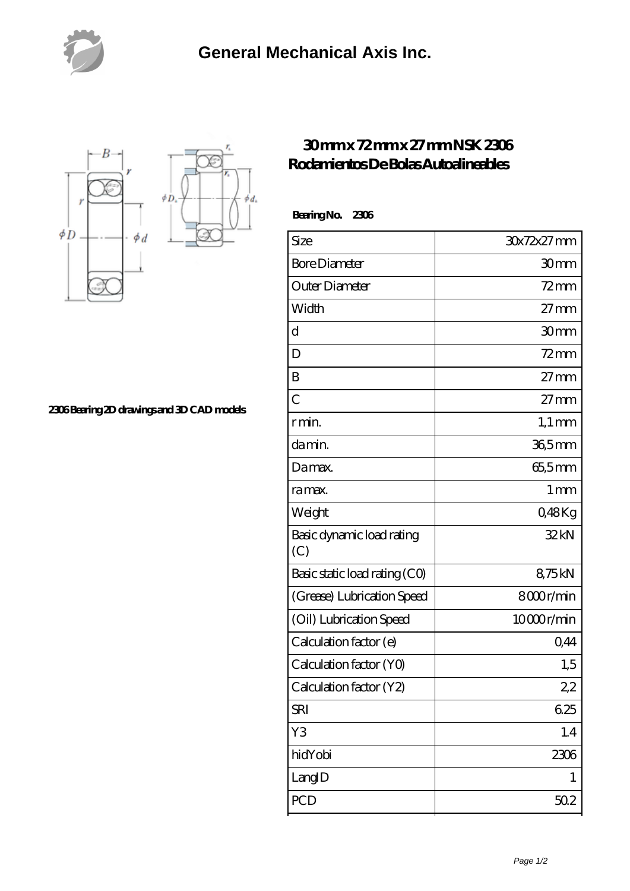# General Mechanical Axis Inc.

2306 Bearing 2D drawings and 3D CAD models

## 30 mm x 72 mm x 27 mm NSK 2306 Rodamientos De Bolas Autoalineables

**Bearing No. 2306**

| Size | 30x72x27 mm |
| --- | --- |
| Bore Diameter | 30 mm |
| Outer Diameter | 72 mm |
| Width | 27 mm |
| d | 30 mm |
| D | 72 mm |
| B | 27 mm |
| C | 27 mm |
| r min. | 1,1 mm |
| da min. | 36,5 mm |
| Da max. | 65,5 mm |
| ra max. | 1 mm |
| Weight | 0,48 Kg |
| Basic dynamic load rating (C) | 32 kN |
| Basic static load rating (C0) | 8,75 kN |
| (Grease) Lubrication Speed | 8000 r/min |
| (Oil) Lubrication Speed | 10000 r/min |
| Calculation factor (e) | 0,44 |
| Calculation factor (Y0) | 1,5 |
| Calculation factor (Y2) | 2,2 |
| SRI | 6.25 |
| Y3 | 1.4 |
| hidYobi | 2306 |
| LangID | 1 |
| PCD | 50.2 |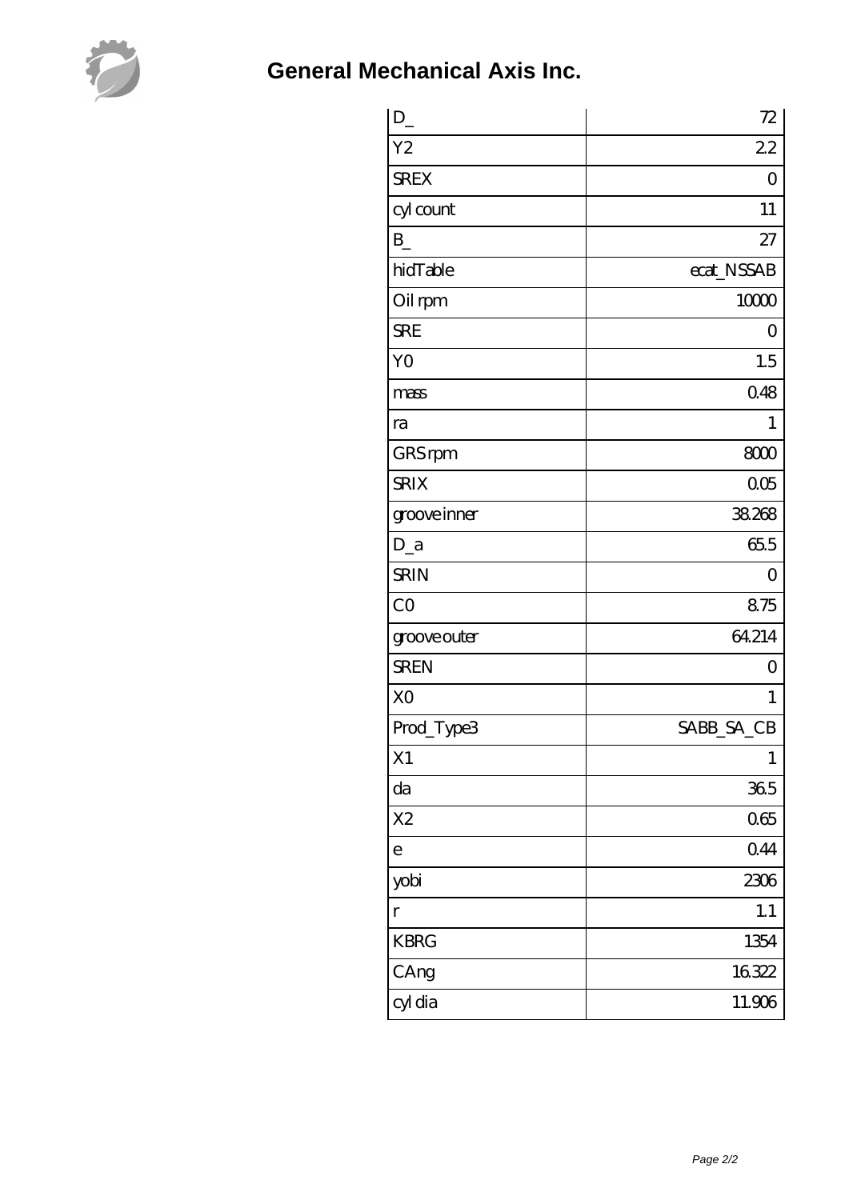## General Mechanical Axis Inc.

| | |
|---|---|
| D_ | 72 |
| Y2 | 2.2 |
| SREX | 0 |
| cyl count | 11 |
| B_ | 27 |
| hidTable | ecat_NSSAB |
| Oil rpm | 10000 |
| SRE | 0 |
| Y0 | 1.5 |
| mass | 0.48 |
| ra | 1 |
| GRS rpm | 8000 |
| SRIX | 0.05 |
| groove inner | 38.268 |
| D_a | 65.5 |
| SRIN | 0 |
| C0 | 8.75 |
| groove outer | 64.214 |
| SREN | 0 |
| X0 | 1 |
| Prod_Type3 | SABB_SA_CB |
| X1 | 1 |
| da | 36.5 |
| X2 | 0.65 |
| e | 0.44 |
| yobi | 2306 |
| r | 1.1 |
| KBRG | 1354 |
| CAng | 16.322 |
| cyl dia | 11.906 |